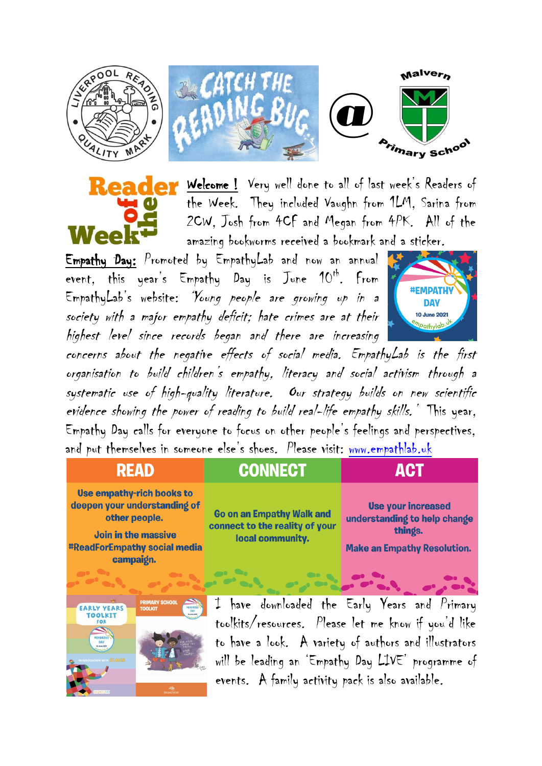# Catch the Reading Bug @ Malvern Primary School

**Reader of the Week**

**Welcome !** Very well done to all of last week's Readers of the Week. They included Vaughn from 1LM, Sarina from 2CW, Josh from 4CF and Megan from 4PK. All of the amazing bookworms received a bookmark and a sticker.

**Empathy Day:** Promoted by EmpathyLab and now an annual event, this year's Empathy Day is June 10th. From EmpathyLab's website: *'Young people are growing up in a society with a major empathy deficit; hate crimes are at their highest level since records began and there are increasing concerns about the negative effects of social media. EmpathyLab is the first organisation to build children's empathy, literacy and social activism through a systematic use of high-quality literature. Our strategy builds on new scientific evidence showing the power of reading to build real-life empathy skills.'* This year, Empathy Day calls for everyone to focus on other people's feelings and perspectives, and put themselves in someone else's shoes. Please visit: www.empathlab.uk

#EMPATHY DAY
10 June 2021
empathylab.uk

| READ | CONNECT | ACT |
|---|---|---|
| Use empathy-rich books to deepen your understanding of other people. Join in the massive #ReadForEmpathy social media campaign. | Go on an Empathy Walk and connect to the reality of your local community. | Use your increased understanding to help change things. Make an Empathy Resolution. |

I have downloaded the Early Years and Primary toolkits/resources. Please let me know if you'd like to have a look. A variety of authors and illustrators will be leading an 'Empathy Day LIVE' programme of events. A family activity pack is also available.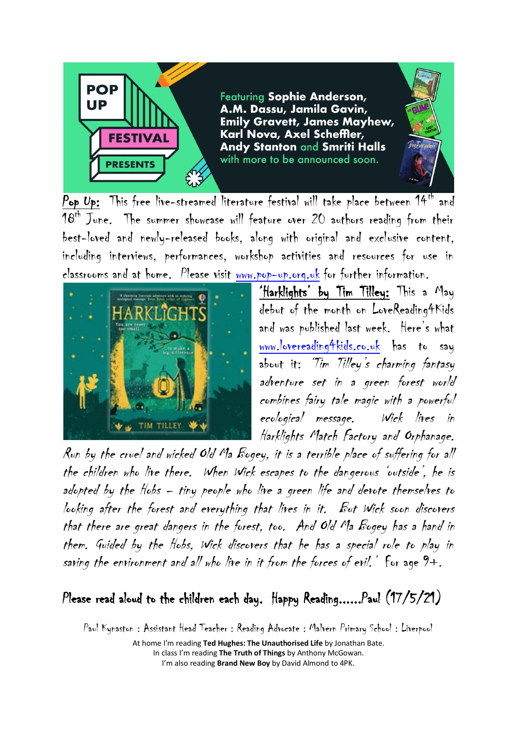POP UP FESTIVAL PRESENTS

Featuring **Sophie Anderson, A.M. Dassu, Jamila Gavin, Emily Gravett, James Mayhew, Karl Nova, Axel Scheffler, Andy Stanton** and **Smriti Halls** with more to be announced soon.

**Pop Up:** This free live-streamed literature festival will take place between 14th and 18th June. The summer showcase will feature over 20 authors reading from their best-loved and newly-released books, along with original and exclusive content, including interviews, performances, workshop activities and resources for use in classrooms and at home. Please visit www.pop-up.org.uk for further information.

**'Harklights' by Tim Tilley:** This a May debut of the month on LoveReading4Kids and was published last week. Here's what www.lovereading4kids.co.uk has to say about it: *'Tim Tilley's charming fantasy adventure set in a green forest world combines fairy tale magic with a powerful ecological message. Wick lives in Harklights Match Factory and Orphanage. Run by the cruel and wicked Old Ma Bogey, it is a terrible place of suffering for all the children who live there. When Wick escapes to the dangerous 'outside', he is adopted by the Hobs – tiny people who live a green life and devote themselves to looking after the forest and everything that lives in it. But Wick soon discovers that there are great dangers in the forest, too. And Old Ma Bogey has a hand in them. Guided by the Hobs, Wick discovers that he has a special role to play in saving the environment and all who live in it from the forces of evil.'* For age 9+.

Please read aloud to the children each day. Happy Reading......Paul (17/5/21)

Paul Kynaston : Assistant Head Teacher : Reading Advocate : Malvern Primary School : Liverpool

At home I'm reading **Ted Hughes: The Unauthorised Life** by Jonathan Bate.
In class I'm reading **The Truth of Things** by Anthony McGowan.
I'm also reading **Brand New Boy** by David Almond to 4PK.